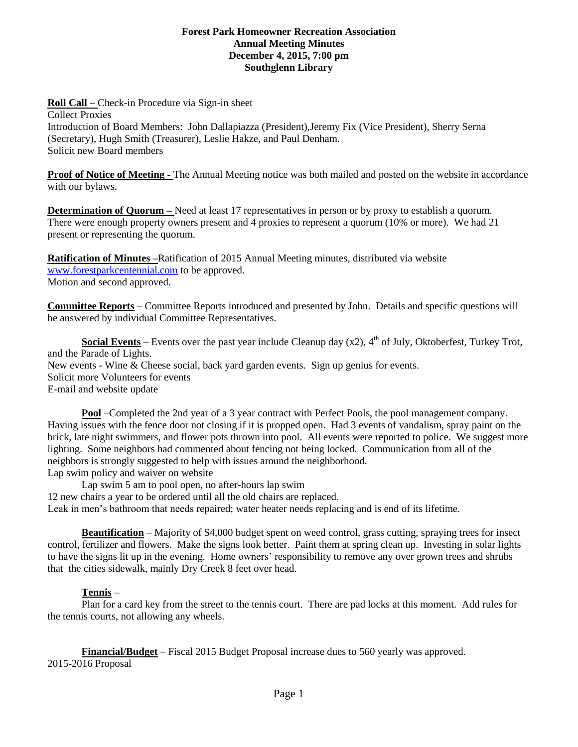**Forest Park Homeowner Recreation Association**
**Annual Meeting Minutes**
**December 4, 2015, 7:00 pm**
**Southglenn Library**

**Roll Call –** Check-in Procedure via Sign-in sheet
Collect Proxies
Introduction of Board Members: John Dallapiazza (President),Jeremy Fix (Vice President), Sherry Serna (Secretary), Hugh Smith (Treasurer), Leslie Hakze, and Paul Denham.
Solicit new Board members

**Proof of Notice of Meeting -** The Annual Meeting notice was both mailed and posted on the website in accordance with our bylaws.

**Determination of Quorum –** Need at least 17 representatives in person or by proxy to establish a quorum. There were enough property owners present and 4 proxies to represent a quorum (10% or more). We had 21 present or representing the quorum.

**Ratification of Minutes –**Ratification of 2015 Annual Meeting minutes, distributed via website www.forestparkcentennial.com to be approved.
Motion and second approved.

**Committee Reports –** Committee Reports introduced and presented by John. Details and specific questions will be answered by individual Committee Representatives.

**Social Events –** Events over the past year include Cleanup day (x2), 4th of July, Oktoberfest, Turkey Trot, and the Parade of Lights.
New events - Wine & Cheese social, back yard garden events. Sign up genius for events.
Solicit more Volunteers for events
E-mail and website update

**Pool** –Completed the 2nd year of a 3 year contract with Perfect Pools, the pool management company. Having issues with the fence door not closing if it is propped open. Had 3 events of vandalism, spray paint on the brick, late night swimmers, and flower pots thrown into pool. All events were reported to police. We suggest more lighting. Some neighbors had commented about fencing not being locked. Communication from all of the neighbors is strongly suggested to help with issues around the neighborhood.
Lap swim policy and waiver on website
Lap swim 5 am to pool open, no after-hours lap swim
12 new chairs a year to be ordered until all the old chairs are replaced.
Leak in men's bathroom that needs repaired; water heater needs replacing and is end of its lifetime.

**Beautification** – Majority of $4,000 budget spent on weed control, grass cutting, spraying trees for insect control, fertilizer and flowers. Make the signs look better. Paint them at spring clean up. Investing in solar lights to have the signs lit up in the evening. Home owners' responsibility to remove any over grown trees and shrubs that the cities sidewalk, mainly Dry Creek 8 feet over head.

**Tennis** –
Plan for a card key from the street to the tennis court. There are pad locks at this moment. Add rules for the tennis courts, not allowing any wheels.

**Financial/Budget** – Fiscal 2015 Budget Proposal increase dues to 560 yearly was approved.
2015-2016 Proposal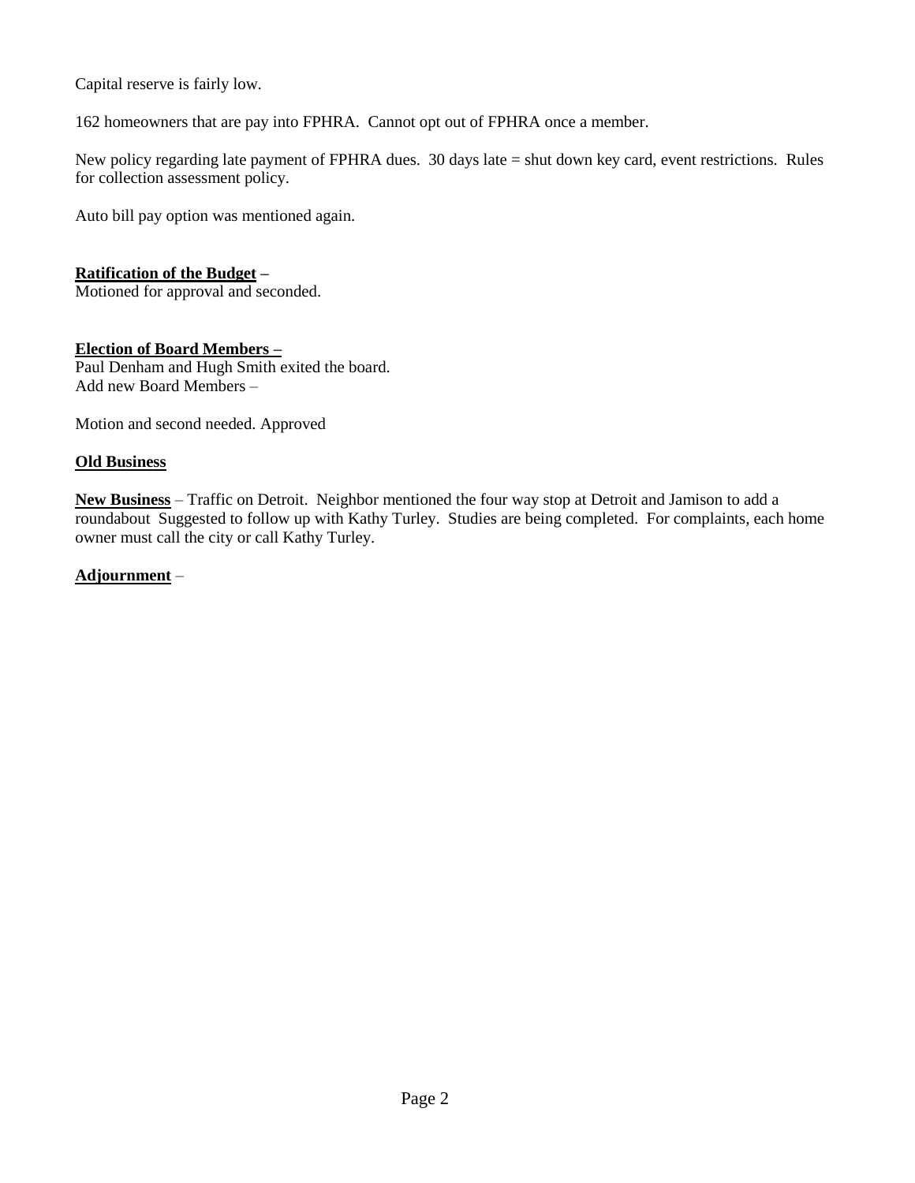Capital reserve is fairly low.

162 homeowners that are pay into FPHRA. Cannot opt out of FPHRA once a member.

New policy regarding late payment of FPHRA dues. 30 days late = shut down key card, event restrictions. Rules for collection assessment policy.

Auto bill pay option was mentioned again.

**Ratification of the Budget –**
Motioned for approval and seconded.

**Election of Board Members –**
Paul Denham and Hugh Smith exited the board.
Add new Board Members –

Motion and second needed. Approved

**Old Business**

**New Business** – Traffic on Detroit. Neighbor mentioned the four way stop at Detroit and Jamison to add a roundabout Suggested to follow up with Kathy Turley. Studies are being completed. For complaints, each home owner must call the city or call Kathy Turley.

**Adjournment** –